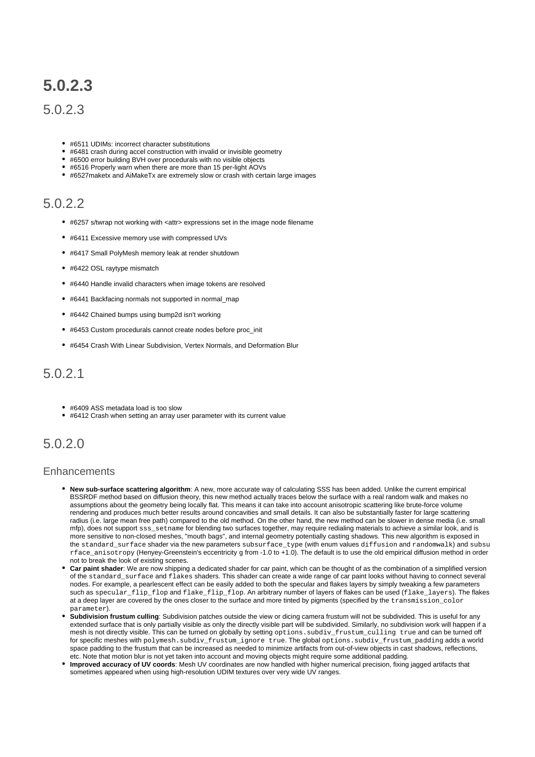# 5.0.2.3

## 5.0.2.3

- #6511 UDIMs: incorrect character substitutions
- #6481 crash during accel construction with invalid or invisible geometry
- #6500 error building BVH over procedurals with no visible objects
- #6516 Properly warn when there are more than 15 per-light AOVs
- #6527maketx and AiMakeTx are extremely slow or crash with certain large images

## 5.0.2.2

- #6257 s/twrap not working with <attr> expressions set in the image node filename
- #6411 Excessive memory use with compressed UVs
- #6417 Small PolyMesh memory leak at render shutdown
- #6422 OSL raytype mismatch
- #6440 Handle invalid characters when image tokens are resolved
- #6441 Backfacing normals not supported in normal_map
- #6442 Chained bumps using bump2d isn't working
- #6453 Custom procedurals cannot create nodes before proc_init
- #6454 Crash With Linear Subdivision, Vertex Normals, and Deformation Blur

## 5.0.2.1

- #6409 ASS metadata load is too slow
- #6412 Crash when setting an array user parameter with its current value

## 5.0.2.0

### Enhancements

- **New sub-surface scattering algorithm**: A new, more accurate way of calculating SSS has been added. Unlike the current empirical BSSRDF method based on diffusion theory, this new method actually traces below the surface with a real random walk and makes no assumptions about the geometry being locally flat. This means it can take into account anisotropic scattering like brute-force volume rendering and produces much better results around concavities and small details. It can also be substantially faster for large scattering radius (i.e. large mean free path) compared to the old method. On the other hand, the new method can be slower in dense media (i.e. small mfp), does not support `sss_setname` for blending two surfaces together, may require redialing materials to achieve a similar look, and is more sensitive to non-closed meshes, "mouth bags", and internal geometry potentially casting shadows. This new algorithm is exposed in the `standard_surface` shader via the new parameters `subsurface_type` (with enum values `diffusion` and `randomwalk`) and `subsurface_anisotropy` (Henyey-Greenstein's eccentricity g from -1.0 to +1.0). The default is to use the old empirical diffusion method in order not to break the look of existing scenes.
- **Car paint shader**: We are now shipping a dedicated shader for car paint, which can be thought of as the combination of a simplified version of the `standard_surface` and `flakes` shaders. This shader can create a wide range of car paint looks without having to connect several nodes. For example, a pearlescent effect can be easily added to both the specular and flakes layers by simply tweaking a few parameters such as `specular_flip_flop` and `flake_flip_flop`. An arbitrary number of layers of flakes can be used (`flake_layers`). The flakes at a deep layer are covered by the ones closer to the surface and more tinted by pigments (specified by the `transmission_color parameter`).
- **Subdivision frustum culling**: Subdivision patches outside the view or dicing camera frustum will not be subdivided. This is useful for any extended surface that is only partially visible as only the directly visible part will be subdivided. Similarly, no subdivision work will happen if a mesh is not directly visible. This can be turned on globally by setting `options.subdiv_frustum_culling true` and can be turned off for specific meshes with `polymesh.subdiv_frustum_ignore true`. The global `options.subdiv_frustum_padding` adds a world space padding to the frustum that can be increased as needed to minimize artifacts from out-of-view objects in cast shadows, reflections, etc. Note that motion blur is not yet taken into account and moving objects might require some additional padding.
- **Improved accuracy of UV coords**: Mesh UV coordinates are now handled with higher numerical precision, fixing jagged artifacts that sometimes appeared when using high-resolution UDIM textures over very wide UV ranges.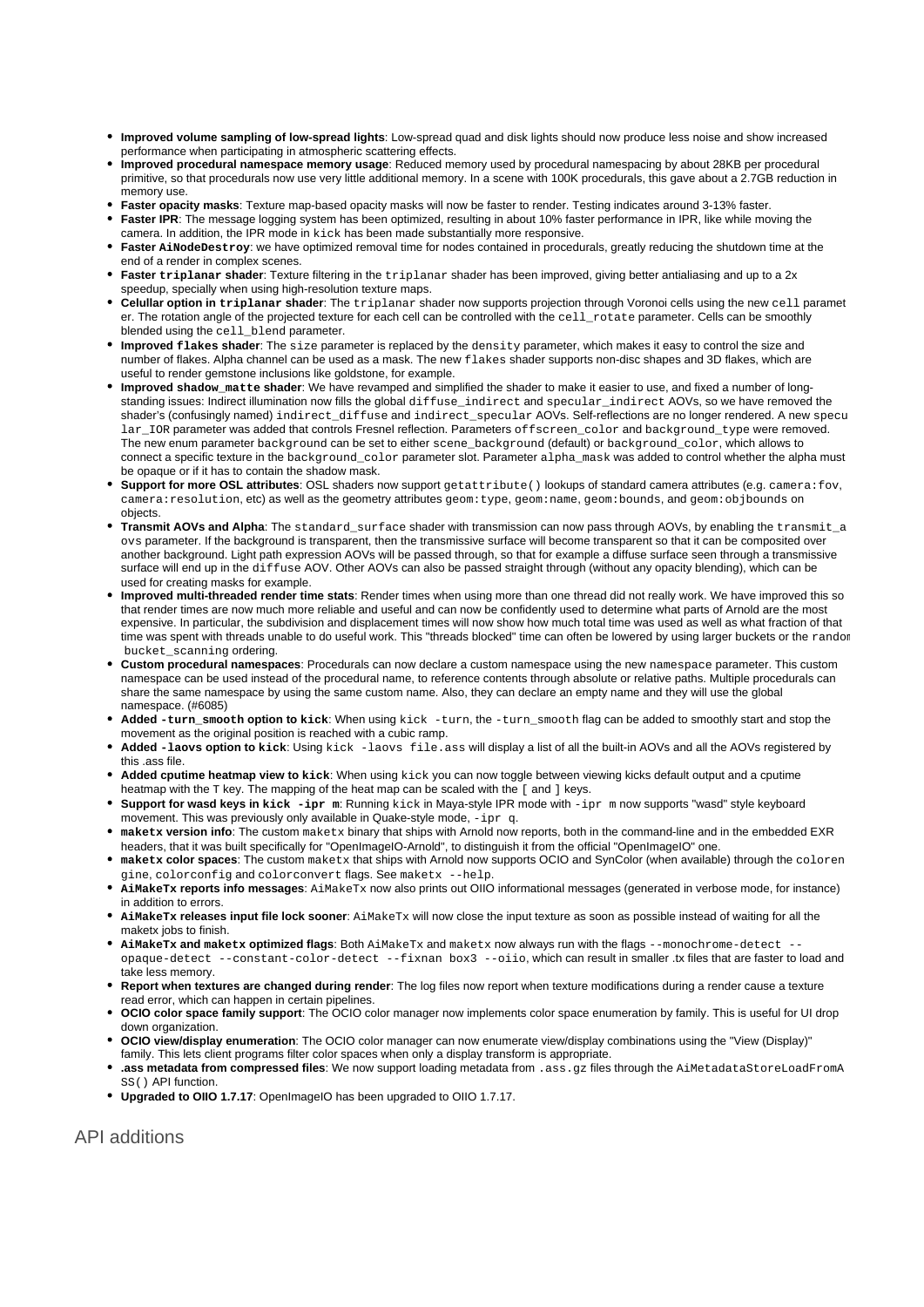- **Improved volume sampling of low-spread lights**: Low-spread quad and disk lights should now produce less noise and show increased performance when participating in atmospheric scattering effects.
- **Improved procedural namespace memory usage**: Reduced memory used by procedural namespacing by about 28KB per procedural primitive, so that procedurals now use very little additional memory. In a scene with 100K procedurals, this gave about a 2.7GB reduction in memory use.
- **Faster opacity masks**: Texture map-based opacity masks will now be faster to render. Testing indicates around 3-13% faster.
- **Faster IPR**: The message logging system has been optimized, resulting in about 10% faster performance in IPR, like while moving the camera. In addition, the IPR mode in `kick` has been made substantially more responsive.
- **Faster `AiNodeDestroy`**: we have optimized removal time for nodes contained in procedurals, greatly reducing the shutdown time at the end of a render in complex scenes.
- **Faster `triplanar` shader**: Texture filtering in the `triplanar` shader has been improved, giving better antialiasing and up to a 2x speedup, specially when using high-resolution texture maps.
- **Celullar option in `triplanar` shader**: The `triplanar` shader now supports projection through Voronoi cells using the new `cell` parameter. The rotation angle of the projected texture for each cell can be controlled with the `cell_rotate` parameter. Cells can be smoothly blended using the `cell_blend` parameter.
- **Improved `flakes` shader**: The `size` parameter is replaced by the `density` parameter, which makes it easy to control the size and number of flakes. Alpha channel can be used as a mask. The new `flakes` shader supports non-disc shapes and 3D flakes, which are useful to render gemstone inclusions like goldstone, for example.
- **Improved `shadow_matte` shader**: We have revamped and simplified the shader to make it easier to use, and fixed a number of long-standing issues: Indirect illumination now fills the global `diffuse_indirect` and `specular_indirect` AOVs, so we have removed the shader's (confusingly named) `indirect_diffuse` and `indirect_specular` AOVs. Self-reflections are no longer rendered. A new `specular_IOR` parameter was added that controls Fresnel reflection. Parameters `offscreen_color` and `background_type` were removed. The new enum parameter `background` can be set to either `scene_background` (default) or `background_color`, which allows to connect a specific texture in the `background_color` parameter slot. Parameter `alpha_mask` was added to control whether the alpha must be opaque or if it has to contain the shadow mask.
- **Support for more OSL attributes**: OSL shaders now support `getattribute()` lookups of standard camera attributes (e.g. `camera:fov`, `camera:resolution`, etc) as well as the geometry attributes `geom:type`, `geom:name`, `geom:bounds`, and `geom:objbounds` on objects.
- **Transmit AOVs and Alpha**: The `standard_surface` shader with transmission can now pass through AOVs, by enabling the `transmit_aovs` parameter. If the background is transparent, then the transmissive surface will become transparent so that it can be composited over another background. Light path expression AOVs will be passed through, so that for example a diffuse surface seen through a transmissive surface will end up in the `diffuse` AOV. Other AOVs can also be passed straight through (without any opacity blending), which can be used for creating masks for example.
- **Improved multi-threaded render time stats**: Render times when using more than one thread did not really work. We have improved this so that render times are now much more reliable and useful and can now be confidently used to determine what parts of Arnold are the most expensive. In particular, the subdivision and displacement times will now show how much total time was used as well as what fraction of that time was spent with threads unable to do useful work. This "threads blocked" time can often be lowered by using larger buckets or the `random bucket_scanning` ordering.
- **Custom procedural namespaces**: Procedurals can now declare a custom namespace using the new `namespace` parameter. This custom namespace can be used instead of the procedural name, to reference contents through absolute or relative paths. Multiple procedurals can share the same namespace by using the same custom name. Also, they can declare an empty name and they will use the global namespace. (#6085)
- **Added `-turn_smooth` option to `kick`**: When using `kick -turn`, the `-turn_smooth` flag can be added to smoothly start and stop the movement as the original position is reached with a cubic ramp.
- **Added `-laovs` option to `kick`**: Using `kick -laovs file.ass` will display a list of all the built-in AOVs and all the AOVs registered by this .ass file.
- **Added cputime heatmap view to `kick`**: When using `kick` you can now toggle between viewing kicks default output and a cputime heatmap with the `T` key. The mapping of the heat map can be scaled with the `[` and `]` keys.
- **Support for wasd keys in `kick -ipr m`**: Running `kick` in Maya-style IPR mode with `-ipr m` now supports "wasd" style keyboard movement. This was previously only available in Quake-style mode, `-ipr q`.
- **`maketx` version info**: The custom `maketx` binary that ships with Arnold now reports, both in the command-line and in the embedded EXR headers, that it was built specifically for "OpenImageIO-Arnold", to distinguish it from the official "OpenImageIO" one.
- **`maketx` color spaces**: The custom `maketx` that ships with Arnold now supports OCIO and SynColor (when available) through the `colorengine`, `colorconfig` and `colorconvert` flags. See `maketx --help`.
- **`AiMakeTx` reports info messages**: `AiMakeTx` now also prints out OIIO informational messages (generated in verbose mode, for instance) in addition to errors.
- **`AiMakeTx` releases input file lock sooner**: `AiMakeTx` will now close the input texture as soon as possible instead of waiting for all the maketx jobs to finish.
- **`AiMakeTx` and `maketx` optimized flags**: Both `AiMakeTx` and `maketx` now always run with the flags `--monochrome-detect --opaque-detect --constant-color-detect --fixnan box3 --oiio`, which can result in smaller .tx files that are faster to load and take less memory.
- **Report when textures are changed during render**: The log files now report when texture modifications during a render cause a texture read error, which can happen in certain pipelines.
- **OCIO color space family support**: The OCIO color manager now implements color space enumeration by family. This is useful for UI drop down organization.
- **OCIO view/display enumeration**: The OCIO color manager can now enumerate view/display combinations using the "View (Display)" family. This lets client programs filter color spaces when only a display transform is appropriate.
- **.ass metadata from compressed files**: We now support loading metadata from `.ass.gz` files through the `AiMetadataStoreLoadFromASS()` API function.
- **Upgraded to OIIO 1.7.17**: OpenImageIO has been upgraded to OIIO 1.7.17.

## API additions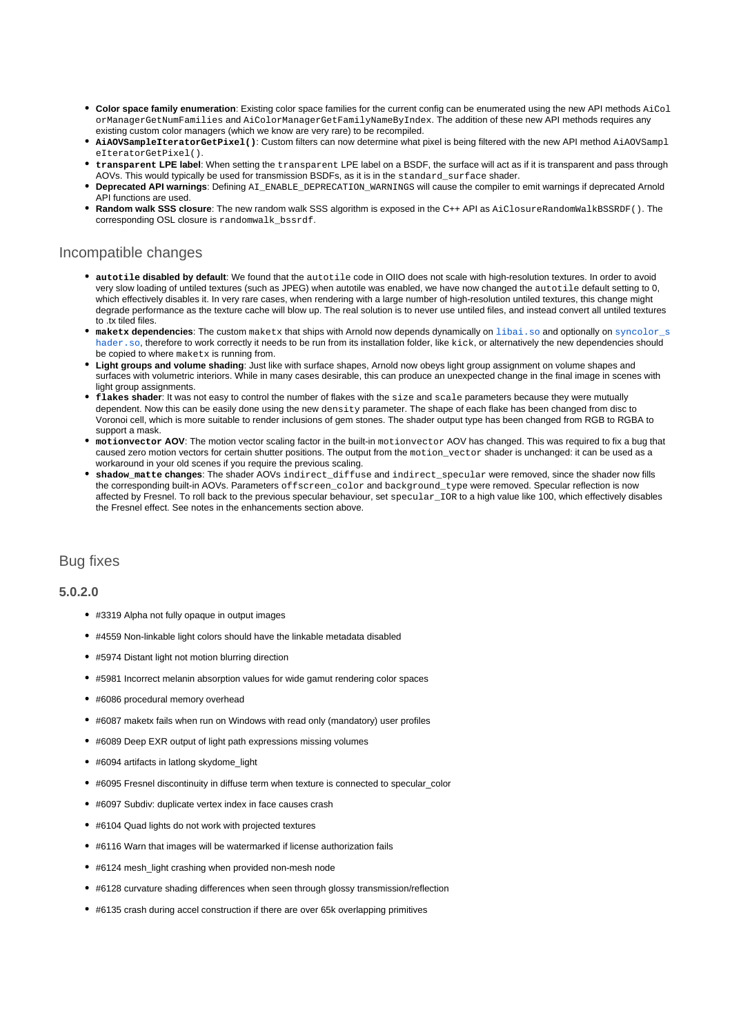- **Color space family enumeration**: Existing color space families for the current config can be enumerated using the new API methods `AiColorManagerGetNumFamilies` and `AiColorManagerGetFamilyNameByIndex`. The addition of these new API methods requires any existing custom color managers (which we know are very rare) to be recompiled.
- **`AiAOVSampleIteratorGetPixel()`**: Custom filters can now determine what pixel is being filtered with the new API method `AiAOVSampleIteratorGetPixel()`.
- **`transparent` LPE label**: When setting the `transparent` LPE label on a BSDF, the surface will act as if it is transparent and pass through AOVs. This would typically be used for transmission BSDFs, as it is in the `standard_surface` shader.
- **Deprecated API warnings**: Defining `AI_ENABLE_DEPRECATION_WARNINGS` will cause the compiler to emit warnings if deprecated Arnold API functions are used.
- **Random walk SSS closure**: The new random walk SSS algorithm is exposed in the C++ API as `AiClosureRandomWalkBSSRDF()`. The corresponding OSL closure is `randomwalk_bssrdf`.

## Incompatible changes

- **`autotile` disabled by default**: We found that the `autotile` code in OIIO does not scale with high-resolution textures. In order to avoid very slow loading of untiled textures (such as JPEG) when autotile was enabled, we have now changed the `autotile` default setting to 0, which effectively disables it. In very rare cases, when rendering with a large number of high-resolution untiled textures, this change might degrade performance as the texture cache will blow up. The real solution is to never use untiled files, and instead convert all untiled textures to .tx tiled files.
- **`maketx` dependencies**: The custom `maketx` that ships with Arnold now depends dynamically on `libai.so` and optionally on `syncolor_shader.so`, therefore to work correctly it needs to be run from its installation folder, like `kick`, or alternatively the new dependencies should be copied to where `maketx` is running from.
- **Light groups and volume shading**: Just like with surface shapes, Arnold now obeys light group assignment on volume shapes and surfaces with volumetric interiors. While in many cases desirable, this can produce an unexpected change in the final image in scenes with light group assignments.
- **`flakes` shader**: It was not easy to control the number of flakes with the `size` and `scale` parameters because they were mutually dependent. Now this can be easily done using the new `density` parameter. The shape of each flake has been changed from disc to Voronoi cell, which is more suitable to render inclusions of gem stones. The shader output type has been changed from RGB to RGBA to support a mask.
- **`motionvector` AOV**: The motion vector scaling factor in the built-in `motionvector` AOV has changed. This was required to fix a bug that caused zero motion vectors for certain shutter positions. The output from the `motion_vector` shader is unchanged: it can be used as a workaround in your old scenes if you require the previous scaling.
- **`shadow_matte` changes**: The shader AOVs `indirect_diffuse` and `indirect_specular` were removed, since the shader now fills the corresponding built-in AOVs. Parameters `offscreen_color` and `background_type` were removed. Specular reflection is now affected by Fresnel. To roll back to the previous specular behaviour, set `specular_IOR` to a high value like 100, which effectively disables the Fresnel effect. See notes in the enhancements section above.

## Bug fixes

### 5.0.2.0

- #3319 Alpha not fully opaque in output images
- #4559 Non-linkable light colors should have the linkable metadata disabled
- #5974 Distant light not motion blurring direction
- #5981 Incorrect melanin absorption values for wide gamut rendering color spaces
- #6086 procedural memory overhead
- #6087 maketx fails when run on Windows with read only (mandatory) user profiles
- #6089 Deep EXR output of light path expressions missing volumes
- #6094 artifacts in latlong skydome_light
- #6095 Fresnel discontinuity in diffuse term when texture is connected to specular_color
- #6097 Subdiv: duplicate vertex index in face causes crash
- #6104 Quad lights do not work with projected textures
- #6116 Warn that images will be watermarked if license authorization fails
- #6124 mesh_light crashing when provided non-mesh node
- #6128 curvature shading differences when seen through glossy transmission/reflection
- #6135 crash during accel construction if there are over 65k overlapping primitives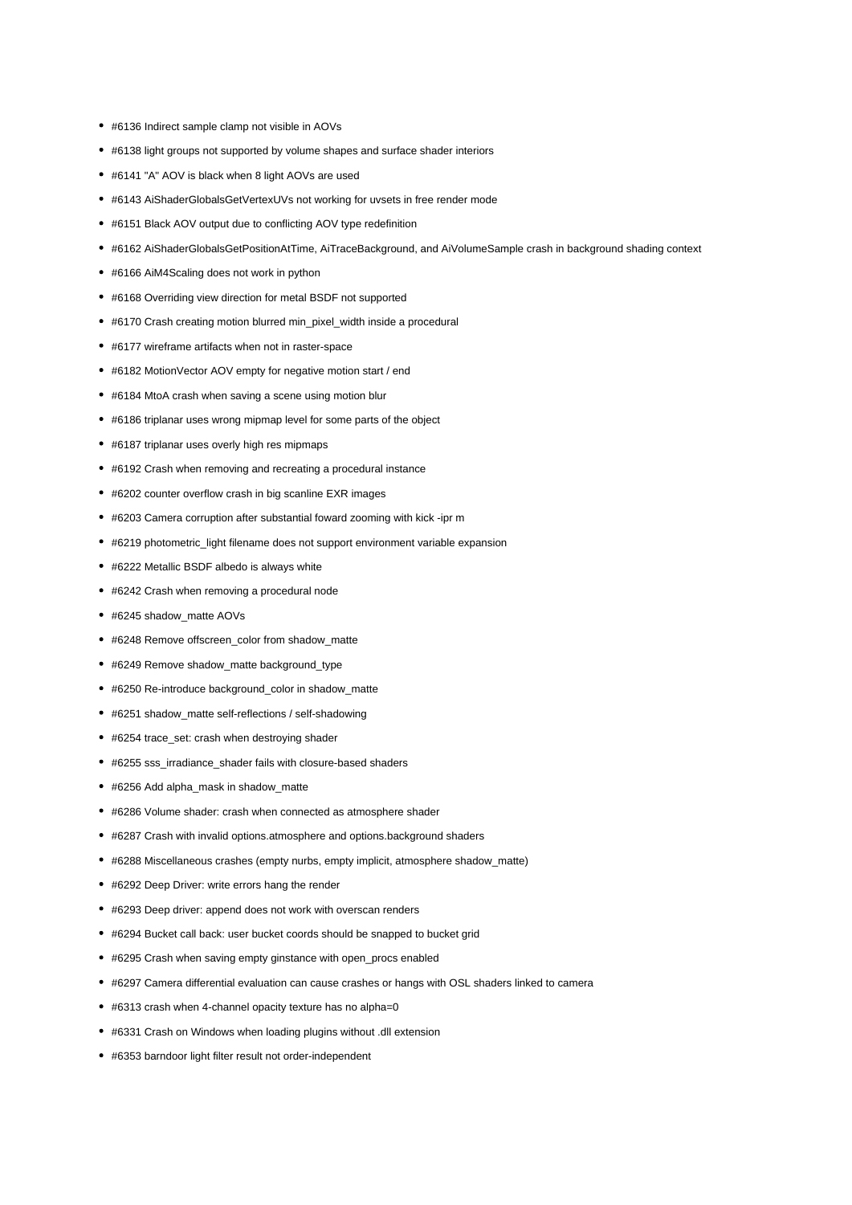- #6136 Indirect sample clamp not visible in AOVs
- #6138 light groups not supported by volume shapes and surface shader interiors
- #6141 "A" AOV is black when 8 light AOVs are used
- #6143 AiShaderGlobalsGetVertexUVs not working for uvsets in free render mode
- #6151 Black AOV output due to conflicting AOV type redefinition
- #6162 AiShaderGlobalsGetPositionAtTime, AiTraceBackground, and AiVolumeSample crash in background shading context
- #6166 AiM4Scaling does not work in python
- #6168 Overriding view direction for metal BSDF not supported
- #6170 Crash creating motion blurred min_pixel_width inside a procedural
- #6177 wireframe artifacts when not in raster-space
- #6182 MotionVector AOV empty for negative motion start / end
- #6184 MtoA crash when saving a scene using motion blur
- #6186 triplanar uses wrong mipmap level for some parts of the object
- #6187 triplanar uses overly high res mipmaps
- #6192 Crash when removing and recreating a procedural instance
- #6202 counter overflow crash in big scanline EXR images
- #6203 Camera corruption after substantial foward zooming with kick -ipr m
- #6219 photometric_light filename does not support environment variable expansion
- #6222 Metallic BSDF albedo is always white
- #6242 Crash when removing a procedural node
- #6245 shadow_matte AOVs
- #6248 Remove offscreen_color from shadow_matte
- #6249 Remove shadow_matte background_type
- #6250 Re-introduce background_color in shadow_matte
- #6251 shadow_matte self-reflections / self-shadowing
- #6254 trace_set: crash when destroying shader
- #6255 sss_irradiance_shader fails with closure-based shaders
- #6256 Add alpha_mask in shadow_matte
- #6286 Volume shader: crash when connected as atmosphere shader
- #6287 Crash with invalid options.atmosphere and options.background shaders
- #6288 Miscellaneous crashes (empty nurbs, empty implicit, atmosphere shadow_matte)
- #6292 Deep Driver: write errors hang the render
- #6293 Deep driver: append does not work with overscan renders
- #6294 Bucket call back: user bucket coords should be snapped to bucket grid
- #6295 Crash when saving empty ginstance with open_procs enabled
- #6297 Camera differential evaluation can cause crashes or hangs with OSL shaders linked to camera
- #6313 crash when 4-channel opacity texture has no alpha=0
- #6331 Crash on Windows when loading plugins without .dll extension
- #6353 barndoor light filter result not order-independent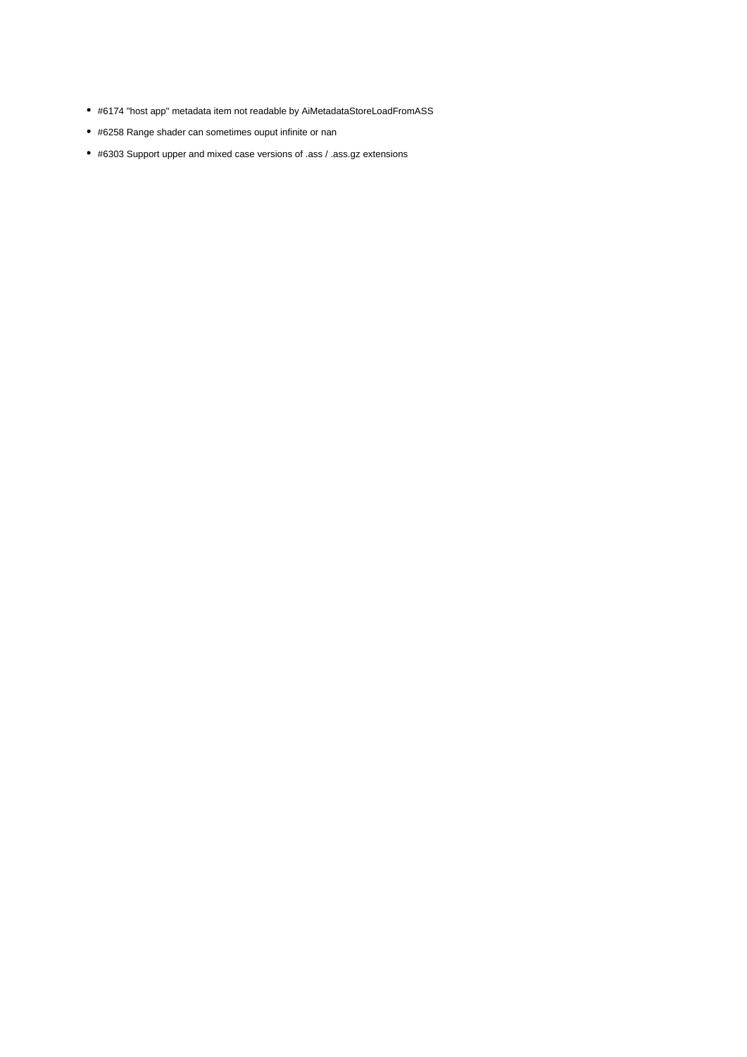- #6174 "host app" metadata item not readable by AiMetadataStoreLoadFromASS
- #6258 Range shader can sometimes ouput infinite or nan
- #6303 Support upper and mixed case versions of .ass / .ass.gz extensions